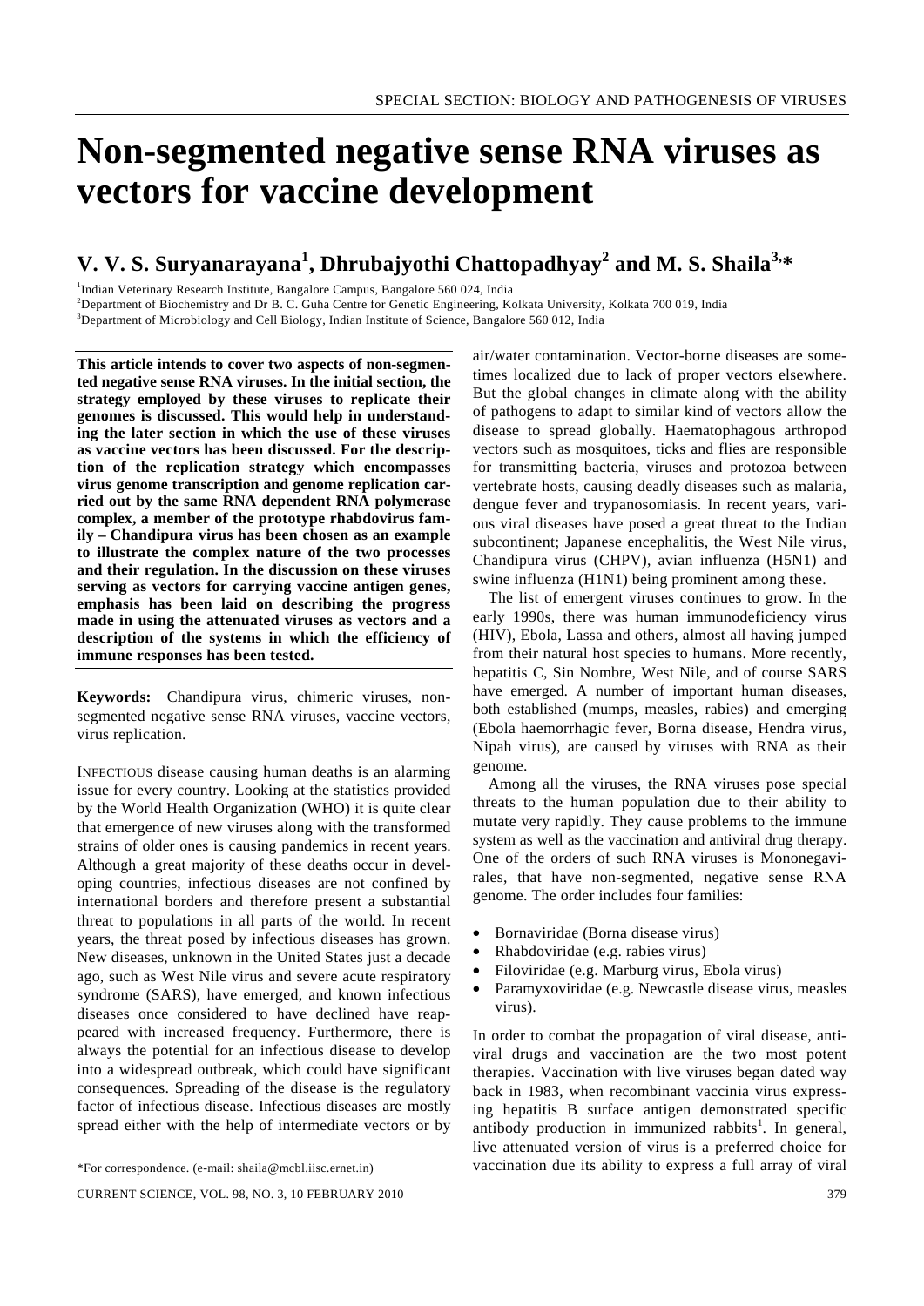# Non-segmented negative sense RNA viruses as vectors for vaccine development

## V. V. S. Suryanarayana[1], Dhrubajyothi Chattopadhyay[2] and M. S. Shaila[3,*]

[1]Indian Veterinary Research Institute, Bangalore Campus, Bangalore 560 024, India
[2]Department of Biochemistry and Dr B. C. Guha Centre for Genetic Engineering, Kolkata University, Kolkata 700 019, India
[3]Department of Microbiology and Cell Biology, Indian Institute of Science, Bangalore 560 012, India

**This article intends to cover two aspects of non-segmented negative sense RNA viruses. In the initial section, the strategy employed by these viruses to replicate their genomes is discussed. This would help in understanding the later section in which the use of these viruses as vaccine vectors has been discussed. For the description of the replication strategy which encompasses virus genome transcription and genome replication carried out by the same RNA dependent RNA polymerase complex, a member of the prototype rhabdovirus family – Chandipura virus has been chosen as an example to illustrate the complex nature of the two processes and their regulation. In the discussion on these viruses serving as vectors for carrying vaccine antigen genes, emphasis has been laid on describing the progress made in using the attenuated viruses as vectors and a description of the systems in which the efficiency of immune responses has been tested.**

**Keywords:** Chandipura virus, chimeric viruses, non-segmented negative sense RNA viruses, vaccine vectors, virus replication.

INFECTIOUS disease causing human deaths is an alarming issue for every country. Looking at the statistics provided by the World Health Organization (WHO) it is quite clear that emergence of new viruses along with the transformed strains of older ones is causing pandemics in recent years. Although a great majority of these deaths occur in developing countries, infectious diseases are not confined by international borders and therefore present a substantial threat to populations in all parts of the world. In recent years, the threat posed by infectious diseases has grown. New diseases, unknown in the United States just a decade ago, such as West Nile virus and severe acute respiratory syndrome (SARS), have emerged, and known infectious diseases once considered to have declined have reappeared with increased frequency. Furthermore, there is always the potential for an infectious disease to develop into a widespread outbreak, which could have significant consequences. Spreading of the disease is the regulatory factor of infectious disease. Infectious diseases are mostly spread either with the help of intermediate vectors or by air/water contamination. Vector-borne diseases are sometimes localized due to lack of proper vectors elsewhere. But the global changes in climate along with the ability of pathogens to adapt to similar kind of vectors allow the disease to spread globally. Haematophagous arthropod vectors such as mosquitoes, ticks and flies are responsible for transmitting bacteria, viruses and protozoa between vertebrate hosts, causing deadly diseases such as malaria, dengue fever and trypanosomiasis. In recent years, various viral diseases have posed a great threat to the Indian subcontinent; Japanese encephalitis, the West Nile virus, Chandipura virus (CHPV), avian influenza (H5N1) and swine influenza (H1N1) being prominent among these.

The list of emergent viruses continues to grow. In the early 1990s, there was human immunodeficiency virus (HIV), Ebola, Lassa and others, almost all having jumped from their natural host species to humans. More recently, hepatitis C, Sin Nombre, West Nile, and of course SARS have emerged. A number of important human diseases, both established (mumps, measles, rabies) and emerging (Ebola haemorrhagic fever, Borna disease, Hendra virus, Nipah virus), are caused by viruses with RNA as their genome.

Among all the viruses, the RNA viruses pose special threats to the human population due to their ability to mutate very rapidly. They cause problems to the immune system as well as the vaccination and antiviral drug therapy. One of the orders of such RNA viruses is Mononegavirales, that have non-segmented, negative sense RNA genome. The order includes four families:

- Bornaviridae (Borna disease virus)
- Rhabdoviridae (e.g. rabies virus)
- Filoviridae (e.g. Marburg virus, Ebola virus)
- Paramyxoviridae (e.g. Newcastle disease virus, measles virus).

In order to combat the propagation of viral disease, antiviral drugs and vaccination are the two most potent therapies. Vaccination with live viruses began dated way back in 1983, when recombinant vaccinia virus expressing hepatitis B surface antigen demonstrated specific antibody production in immunized rabbits[1]. In general, live attenuated version of virus is a preferred choice for vaccination due its ability to express a full array of viral

*For correspondence. (e-mail: shaila@mcbl.iisc.ernet.in)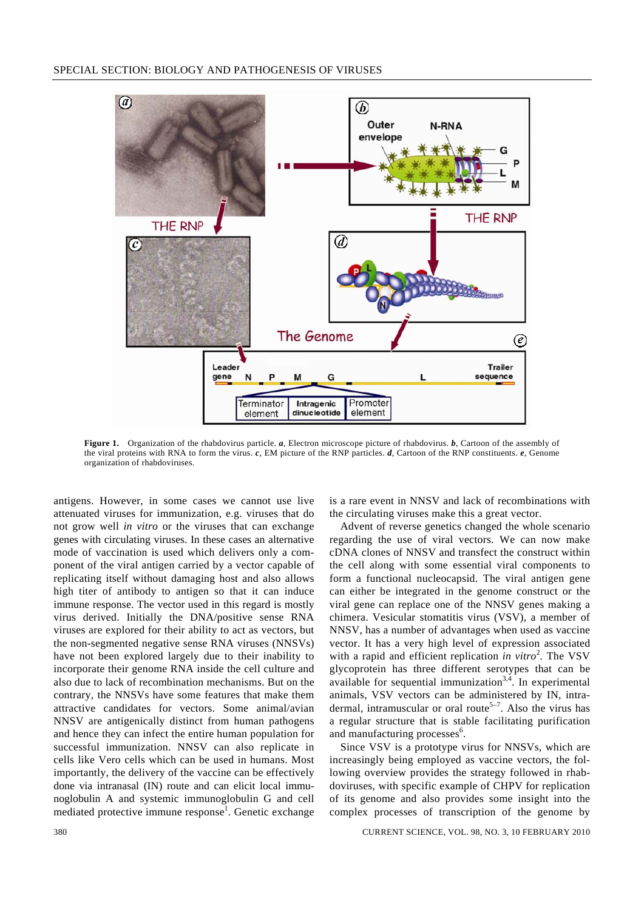**Figure 1.** Organization of the rhabdovirus particle. ***a***, Electron microscope picture of rhabdovirus. ***b***, Cartoon of the assembly of the viral proteins with RNA to form the virus. ***c***, EM picture of the RNP particles. ***d***, Cartoon of the RNP constituents. ***e***, Genome organization of rhabdoviruses.

antigens. However, in some cases we cannot use live attenuated viruses for immunization, e.g. viruses that do not grow well *in vitro* or the viruses that can exchange genes with circulating viruses. In these cases an alternative mode of vaccination is used which delivers only a component of the viral antigen carried by a vector capable of replicating itself without damaging host and also allows high titer of antibody to antigen so that it can induce immune response. The vector used in this regard is mostly virus derived. Initially the DNA/positive sense RNA viruses are explored for their ability to act as vectors, but the non-segmented negative sense RNA viruses (NNSVs) have not been explored largely due to their inability to incorporate their genome RNA inside the cell culture and also due to lack of recombination mechanisms. But on the contrary, the NNSVs have some features that make them attractive candidates for vectors. Some animal/avian NNSV are antigenically distinct from human pathogens and hence they can infect the entire human population for successful immunization. NNSV can also replicate in cells like Vero cells which can be used in humans. Most importantly, the delivery of the vaccine can be effectively done via intranasal (IN) route and can elicit local immunoglobulin A and systemic immunoglobulin G and cell mediated protective immune response[1]. Genetic exchange is a rare event in NNSV and lack of recombinations with the circulating viruses make this a great vector.

Advent of reverse genetics changed the whole scenario regarding the use of viral vectors. We can now make cDNA clones of NNSV and transfect the construct within the cell along with some essential viral components to form a functional nucleocapsid. The viral antigen gene can either be integrated in the genome construct or the viral gene can replace one of the NNSV genes making a chimera. Vesicular stomatitis virus (VSV), a member of NNSV, has a number of advantages when used as vaccine vector. It has a very high level of expression associated with a rapid and efficient replication *in vitro*[2]. The VSV glycoprotein has three different serotypes that can be available for sequential immunization[3,4]. In experimental animals, VSV vectors can be administered by IN, intradermal, intramuscular or oral route[5–7]. Also the virus has a regular structure that is stable facilitating purification and manufacturing processes[6].

Since VSV is a prototype virus for NNSVs, which are increasingly being employed as vaccine vectors, the following overview provides the strategy followed in rhabdoviruses, with specific example of CHPV for replication of its genome and also provides some insight into the complex processes of transcription of the genome by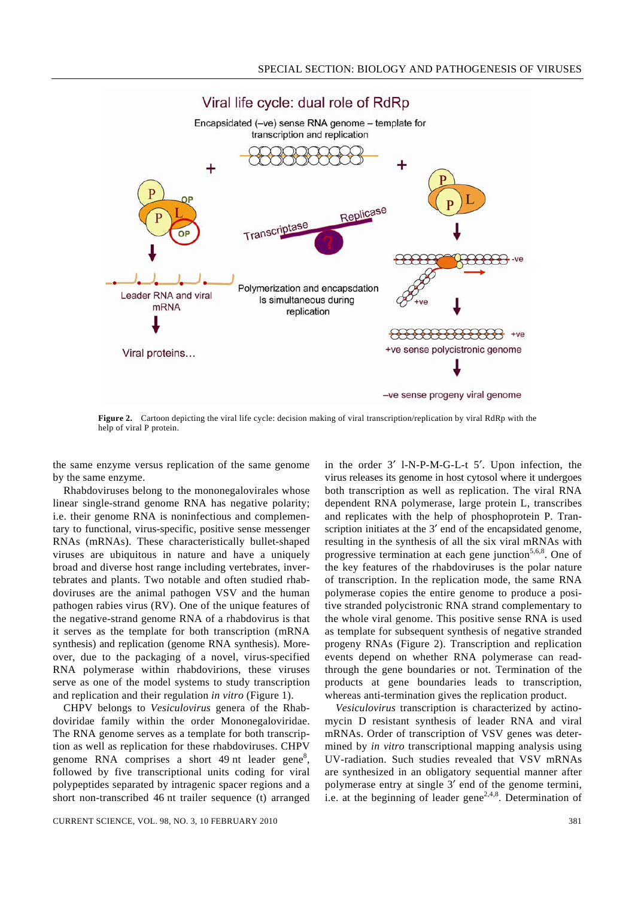**Figure 2.** Cartoon depicting the viral life cycle: decision making of viral transcription/replication by viral RdRp with the help of viral P protein.

the same enzyme versus replication of the same genome by the same enzyme.

Rhabdoviruses belong to the mononegalovirales whose linear single-strand genome RNA has negative polarity; i.e. their genome RNA is noninfectious and complementary to functional, virus-specific, positive sense messenger RNAs (mRNAs). These characteristically bullet-shaped viruses are ubiquitous in nature and have a uniquely broad and diverse host range including vertebrates, invertebrates and plants. Two notable and often studied rhabdoviruses are the animal pathogen VSV and the human pathogen rabies virus (RV). One of the unique features of the negative-strand genome RNA of a rhabdovirus is that it serves as the template for both transcription (mRNA synthesis) and replication (genome RNA synthesis). Moreover, due to the packaging of a novel, virus-specified RNA polymerase within rhabdovirions, these viruses serve as one of the model systems to study transcription and replication and their regulation *in vitro* (Figure 1).

CHPV belongs to *Vesiculovirus* genera of the Rhabdoviridae family within the order Mononegaloviridae. The RNA genome serves as a template for both transcription as well as replication for these rhabdoviruses. CHPV genome RNA comprises a short 49 nt leader gene[8], followed by five transcriptional units coding for viral polypeptides separated by intragenic spacer regions and a short non-transcribed 46 nt trailer sequence (t) arranged in the order 3′ l-N-P-M-G-L-t 5′. Upon infection, the virus releases its genome in host cytosol where it undergoes both transcription as well as replication. The viral RNA dependent RNA polymerase, large protein L, transcribes and replicates with the help of phosphoprotein P. Transcription initiates at the 3′ end of the encapsidated genome, resulting in the synthesis of all the six viral mRNAs with progressive termination at each gene junction[5,6,8]. One of the key features of the rhabdoviruses is the polar nature of transcription. In the replication mode, the same RNA polymerase copies the entire genome to produce a positive stranded polycistronic RNA strand complementary to the whole viral genome. This positive sense RNA is used as template for subsequent synthesis of negative stranded progeny RNAs (Figure 2). Transcription and replication events depend on whether RNA polymerase can read-through the gene boundaries or not. Termination of the products at gene boundaries leads to transcription, whereas anti-termination gives the replication product.

*Vesiculovirus* transcription is characterized by actinomycin D resistant synthesis of leader RNA and viral mRNAs. Order of transcription of VSV genes was determined by *in vitro* transcriptional mapping analysis using UV-radiation. Such studies revealed that VSV mRNAs are synthesized in an obligatory sequential manner after polymerase entry at single 3′ end of the genome termini, i.e. at the beginning of leader gene[2,4,8]. Determination of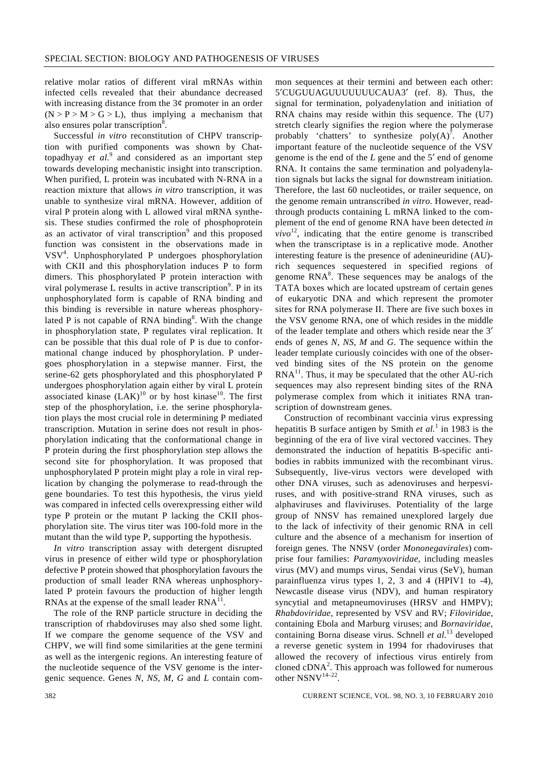relative molar ratios of different viral mRNAs within infected cells revealed that their abundance decreased with increasing distance from the 3¢ promoter in an order (N > P > M > G > L), thus implying a mechanism that also ensures polar transcription[8].

Successful *in vitro* reconstitution of CHPV transcription with purified components was shown by Chattopadhyay *et al.*[9] and considered as an important step towards developing mechanistic insight into transcription. When purified, L protein was incubated with N-RNA in a reaction mixture that allows *in vitro* transcription, it was unable to synthesize viral mRNA. However, addition of viral P protein along with L allowed viral mRNA synthesis. These studies confirmed the role of phosphoprotein as an activator of viral transcription[9] and this proposed function was consistent in the observations made in VSV[4]. Unphosphorylated P undergoes phosphorylation with CKII and this phosphorylation induces P to form dimers. This phosphorylated P protein interaction with viral polymerase L results in active transcription[9]. P in its unphosphorylated form is capable of RNA binding and this binding is reversible in nature whereas phosphorylated P is not capable of RNA binding[8]. With the change in phosphorylation state, P regulates viral replication. It can be possible that this dual role of P is due to conformational change induced by phosphorylation. P undergoes phosphorylation in a stepwise manner. First, the serine-62 gets phosphorylated and this phosphorylated P undergoes phosphorylation again either by viral L protein associated kinase (LAK)[10] or by host kinase[10]. The first step of the phosphorylation, i.e. the serine phosphorylation plays the most crucial role in determining P mediated transcription. Mutation in serine does not result in phosphorylation indicating that the conformational change in P protein during the first phosphorylation step allows the second site for phosphorylation. It was proposed that unphosphorylated P protein might play a role in viral replication by changing the polymerase to read-through the gene boundaries. To test this hypothesis, the virus yield was compared in infected cells overexpressing either wild type P protein or the mutant P lacking the CKII phosphorylation site. The virus titer was 100-fold more in the mutant than the wild type P, supporting the hypothesis.

*In vitro* transcription assay with detergent disrupted virus in presence of either wild type or phosphorylation defective P protein showed that phosphorylation favours the production of small leader RNA whereas unphosphorylated P protein favours the production of higher length RNAs at the expense of the small leader RNA[11].

The role of the RNP particle structure in deciding the transcription of rhabdoviruses may also shed some light. If we compare the genome sequence of the VSV and CHPV, we will find some similarities at the gene termini as well as the intergenic regions. An interesting feature of the nucleotide sequence of the VSV genome is the intergenic sequence. Genes *N*, *NS*, *M*, *G* and *L* contain common sequences at their termini and between each other: 5′CUGUUAGUUUUUUUCAUA3′ (ref. 8). Thus, the signal for termination, polyadenylation and initiation of RNA chains may reside within this sequence. The (U7) stretch clearly signifies the region where the polymerase probably 'chatters' to synthesize poly(A)[7]. Another important feature of the nucleotide sequence of the VSV genome is the end of the *L* gene and the 5′ end of genome RNA. It contains the same termination and polyadenylation signals but lacks the signal for downstream initiation. Therefore, the last 60 nucleotides, or trailer sequence, on the genome remain untranscribed *in vitro*. However, read-through products containing L mRNA linked to the complement of the end of genome RNA have been detected *in vivo*[12], indicating that the entire genome is transcribed when the transcriptase is in a replicative mode. Another interesting feature is the presence of adenineuridine (AU)-rich sequences sequestered in specified regions of genome RNA[8]. These sequences may be analogs of the TATA boxes which are located upstream of certain genes of eukaryotic DNA and which represent the promoter sites for RNA polymerase II. There are five such boxes in the VSV genome RNA, one of which resides in the middle of the leader template and others which reside near the 3′ ends of genes *N*, *NS*, *M* and *G*. The sequence within the leader template curiously coincides with one of the observed binding sites of the NS protein on the genome RNA[11]. Thus, it may be speculated that the other AU-rich sequences may also represent binding sites of the RNA polymerase complex from which it initiates RNA transcription of downstream genes.

Construction of recombinant vaccinia virus expressing hepatitis B surface antigen by Smith *et al.*[1] in 1983 is the beginning of the era of live viral vectored vaccines. They demonstrated the induction of hepatitis B-specific antibodies in rabbits immunized with the recombinant virus. Subsequently, live-virus vectors were developed with other DNA viruses, such as adenoviruses and herpesviruses, and with positive-strand RNA viruses, such as alphaviruses and flaviviruses. Potentiality of the large group of NNSV has remained unexplored largely due to the lack of infectivity of their genomic RNA in cell culture and the absence of a mechanism for insertion of foreign genes. The NNSV (order *Mononegavirales*) comprise four families: *Paramyxoviridae*, including measles virus (MV) and mumps virus, Sendai virus (SeV), human parainfluenza virus types 1, 2, 3 and 4 (HPIV1 to -4), Newcastle disease virus (NDV), and human respiratory syncytial and metapneumoviruses (HRSV and HMPV); *Rhabdoviridae*, represented by VSV and RV; *Filoviridae*, containing Ebola and Marburg viruses; and *Bornaviridae*, containing Borna disease virus. Schnell *et al.*[13] developed a reverse genetic system in 1994 for rhadoviruses that allowed the recovery of infectious virus entirely from cloned cDNA[2]. This approach was followed for numerous other NSNV[14–22].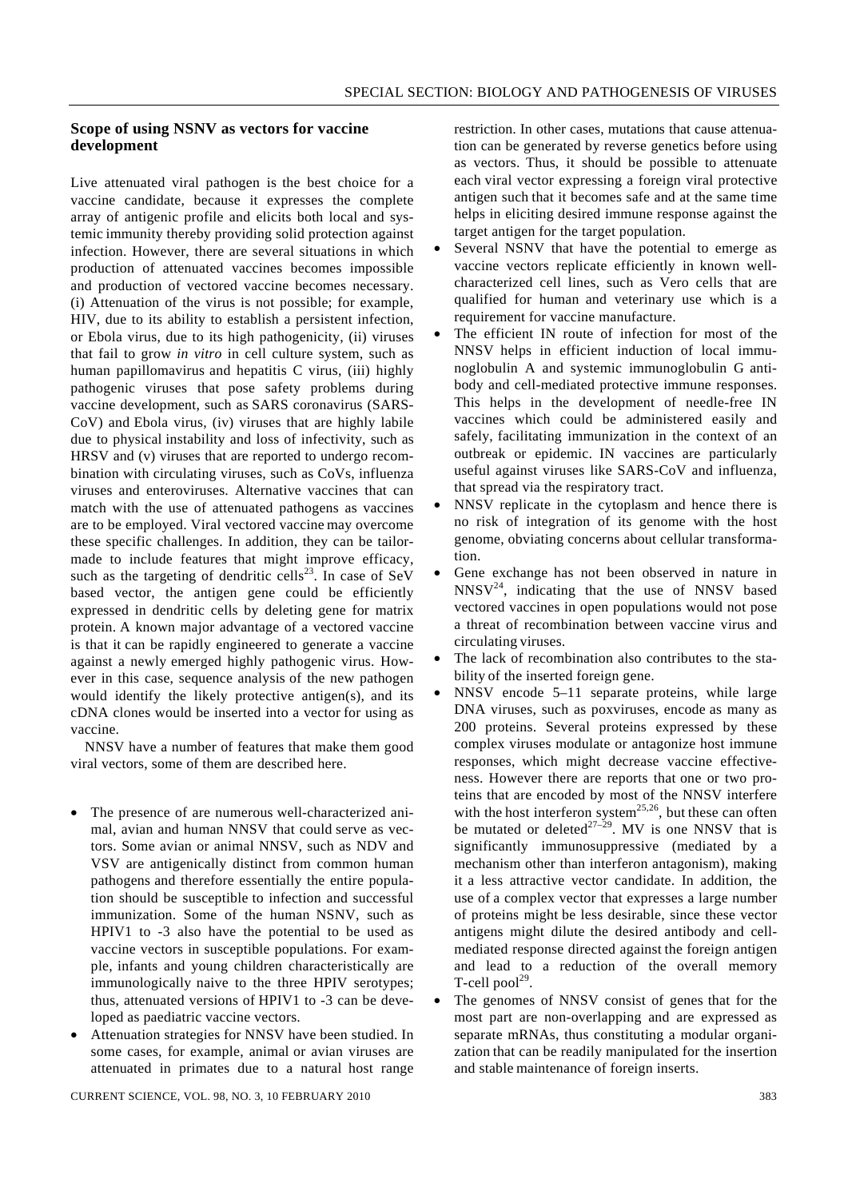## Scope of using NSNV as vectors for vaccine development

Live attenuated viral pathogen is the best choice for a vaccine candidate, because it expresses the complete array of antigenic profile and elicits both local and systemic immunity thereby providing solid protection against infection. However, there are several situations in which production of attenuated vaccines becomes impossible and production of vectored vaccine becomes necessary. (i) Attenuation of the virus is not possible; for example, HIV, due to its ability to establish a persistent infection, or Ebola virus, due to its high pathogenicity, (ii) viruses that fail to grow *in vitro* in cell culture system, such as human papillomavirus and hepatitis C virus, (iii) highly pathogenic viruses that pose safety problems during vaccine development, such as SARS coronavirus (SARS-CoV) and Ebola virus, (iv) viruses that are highly labile due to physical instability and loss of infectivity, such as HRSV and (v) viruses that are reported to undergo recombination with circulating viruses, such as CoVs, influenza viruses and enteroviruses. Alternative vaccines that can match with the use of attenuated pathogens as vaccines are to be employed. Viral vectored vaccine may overcome these specific challenges. In addition, they can be tailor-made to include features that might improve efficacy, such as the targeting of dendritic cells[23]. In case of SeV based vector, the antigen gene could be efficiently expressed in dendritic cells by deleting gene for matrix protein. A known major advantage of a vectored vaccine is that it can be rapidly engineered to generate a vaccine against a newly emerged highly pathogenic virus. However in this case, sequence analysis of the new pathogen would identify the likely protective antigen(s), and its cDNA clones would be inserted into a vector for using as vaccine.

NNSV have a number of features that make them good viral vectors, some of them are described here.

- The presence of are numerous well-characterized animal, avian and human NNSV that could serve as vectors. Some avian or animal NNSV, such as NDV and VSV are antigenically distinct from common human pathogens and therefore essentially the entire population should be susceptible to infection and successful immunization. Some of the human NSNV, such as HPIV1 to -3 also have the potential to be used as vaccine vectors in susceptible populations. For example, infants and young children characteristically are immunologically naive to the three HPIV serotypes; thus, attenuated versions of HPIV1 to -3 can be developed as paediatric vaccine vectors.
- Attenuation strategies for NNSV have been studied. In some cases, for example, animal or avian viruses are attenuated in primates due to a natural host range restriction. In other cases, mutations that cause attenuation can be generated by reverse genetics before using as vectors. Thus, it should be possible to attenuate each viral vector expressing a foreign viral protective antigen such that it becomes safe and at the same time helps in eliciting desired immune response against the target antigen for the target population.
- Several NSNV that have the potential to emerge as vaccine vectors replicate efficiently in known well-characterized cell lines, such as Vero cells that are qualified for human and veterinary use which is a requirement for vaccine manufacture.
- The efficient IN route of infection for most of the NNSV helps in efficient induction of local immunoglobulin A and systemic immunoglobulin G antibody and cell-mediated protective immune responses. This helps in the development of needle-free IN vaccines which could be administered easily and safely, facilitating immunization in the context of an outbreak or epidemic. IN vaccines are particularly useful against viruses like SARS-CoV and influenza, that spread via the respiratory tract.
- NNSV replicate in the cytoplasm and hence there is no risk of integration of its genome with the host genome, obviating concerns about cellular transformation.
- Gene exchange has not been observed in nature in NNSV[24], indicating that the use of NNSV based vectored vaccines in open populations would not pose a threat of recombination between vaccine virus and circulating viruses.
- The lack of recombination also contributes to the stability of the inserted foreign gene.
- NNSV encode 5–11 separate proteins, while large DNA viruses, such as poxviruses, encode as many as 200 proteins. Several proteins expressed by these complex viruses modulate or antagonize host immune responses, which might decrease vaccine effectiveness. However there are reports that one or two proteins that are encoded by most of the NNSV interfere with the host interferon system[25,26], but these can often be mutated or deleted[27–29]. MV is one NNSV that is significantly immunosuppressive (mediated by a mechanism other than interferon antagonism), making it a less attractive vector candidate. In addition, the use of a complex vector that expresses a large number of proteins might be less desirable, since these vector antigens might dilute the desired antibody and cell-mediated response directed against the foreign antigen and lead to a reduction of the overall memory T-cell pool[29].
- The genomes of NNSV consist of genes that for the most part are non-overlapping and are expressed as separate mRNAs, thus constituting a modular organization that can be readily manipulated for the insertion and stable maintenance of foreign inserts.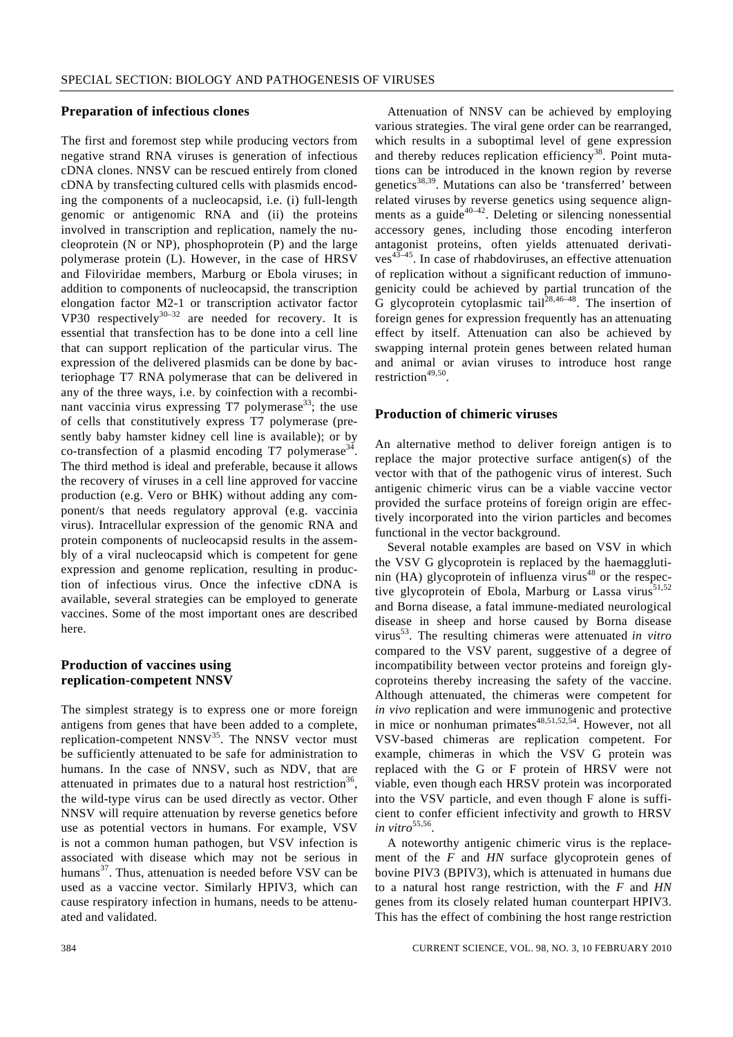## Preparation of infectious clones

The first and foremost step while producing vectors from negative strand RNA viruses is generation of infectious cDNA clones. NNSV can be rescued entirely from cloned cDNA by transfecting cultured cells with plasmids encoding the components of a nucleocapsid, i.e. (i) full-length genomic or antigenomic RNA and (ii) the proteins involved in transcription and replication, namely the nucleoprotein (N or NP), phosphoprotein (P) and the large polymerase protein (L). However, in the case of HRSV and Filoviridae members, Marburg or Ebola viruses; in addition to components of nucleocapsid, the transcription elongation factor M2-1 or transcription activator factor VP30 respectively[30–32] are needed for recovery. It is essential that transfection has to be done into a cell line that can support replication of the particular virus. The expression of the delivered plasmids can be done by bacteriophage T7 RNA polymerase that can be delivered in any of the three ways, i.e. by coinfection with a recombinant vaccinia virus expressing T7 polymerase[33]; the use of cells that constitutively express T7 polymerase (presently baby hamster kidney cell line is available); or by co-transfection of a plasmid encoding T7 polymerase[34]. The third method is ideal and preferable, because it allows the recovery of viruses in a cell line approved for vaccine production (e.g. Vero or BHK) without adding any component/s that needs regulatory approval (e.g. vaccinia virus). Intracellular expression of the genomic RNA and protein components of nucleocapsid results in the assembly of a viral nucleocapsid which is competent for gene expression and genome replication, resulting in production of infectious virus. Once the infective cDNA is available, several strategies can be employed to generate vaccines. Some of the most important ones are described here.

## Production of vaccines using replication-competent NNSV

The simplest strategy is to express one or more foreign antigens from genes that have been added to a complete, replication-competent NNSV[35]. The NNSV vector must be sufficiently attenuated to be safe for administration to humans. In the case of NNSV, such as NDV, that are attenuated in primates due to a natural host restriction[36], the wild-type virus can be used directly as vector. Other NNSV will require attenuation by reverse genetics before use as potential vectors in humans. For example, VSV is not a common human pathogen, but VSV infection is associated with disease which may not be serious in humans[37]. Thus, attenuation is needed before VSV can be used as a vaccine vector. Similarly HPIV3, which can cause respiratory infection in humans, needs to be attenuated and validated.

Attenuation of NNSV can be achieved by employing various strategies. The viral gene order can be rearranged, which results in a suboptimal level of gene expression and thereby reduces replication efficiency[38]. Point mutations can be introduced in the known region by reverse genetics[38,39]. Mutations can also be 'transferred' between related viruses by reverse genetics using sequence alignments as a guide[40–42]. Deleting or silencing nonessential accessory genes, including those encoding interferon antagonist proteins, often yields attenuated derivatives[43–45]. In case of rhabdoviruses, an effective attenuation of replication without a significant reduction of immunogenicity could be achieved by partial truncation of the G glycoprotein cytoplasmic tail[28,46–48]. The insertion of foreign genes for expression frequently has an attenuating effect by itself. Attenuation can also be achieved by swapping internal protein genes between related human and animal or avian viruses to introduce host range restriction[49,50].

## Production of chimeric viruses

An alternative method to deliver foreign antigen is to replace the major protective surface antigen(s) of the vector with that of the pathogenic virus of interest. Such antigenic chimeric virus can be a viable vaccine vector provided the surface proteins of foreign origin are effectively incorporated into the virion particles and becomes functional in the vector background.

Several notable examples are based on VSV in which the VSV G glycoprotein is replaced by the haemagglutinin (HA) glycoprotein of influenza virus[48] or the respective glycoprotein of Ebola, Marburg or Lassa virus[51,52] and Borna disease, a fatal immune-mediated neurological disease in sheep and horse caused by Borna disease virus[53]. The resulting chimeras were attenuated *in vitro* compared to the VSV parent, suggestive of a degree of incompatibility between vector proteins and foreign glycoproteins thereby increasing the safety of the vaccine. Although attenuated, the chimeras were competent for *in vivo* replication and were immunogenic and protective in mice or nonhuman primates[48,51,52,54]. However, not all VSV-based chimeras are replication competent. For example, chimeras in which the VSV G protein was replaced with the G or F protein of HRSV were not viable, even though each HRSV protein was incorporated into the VSV particle, and even though F alone is sufficient to confer efficient infectivity and growth to HRSV *in vitro*[55,56].

A noteworthy antigenic chimeric virus is the replacement of the *F* and *HN* surface glycoprotein genes of bovine PIV3 (BPIV3), which is attenuated in humans due to a natural host range restriction, with the *F* and *HN* genes from its closely related human counterpart HPIV3. This has the effect of combining the host range restriction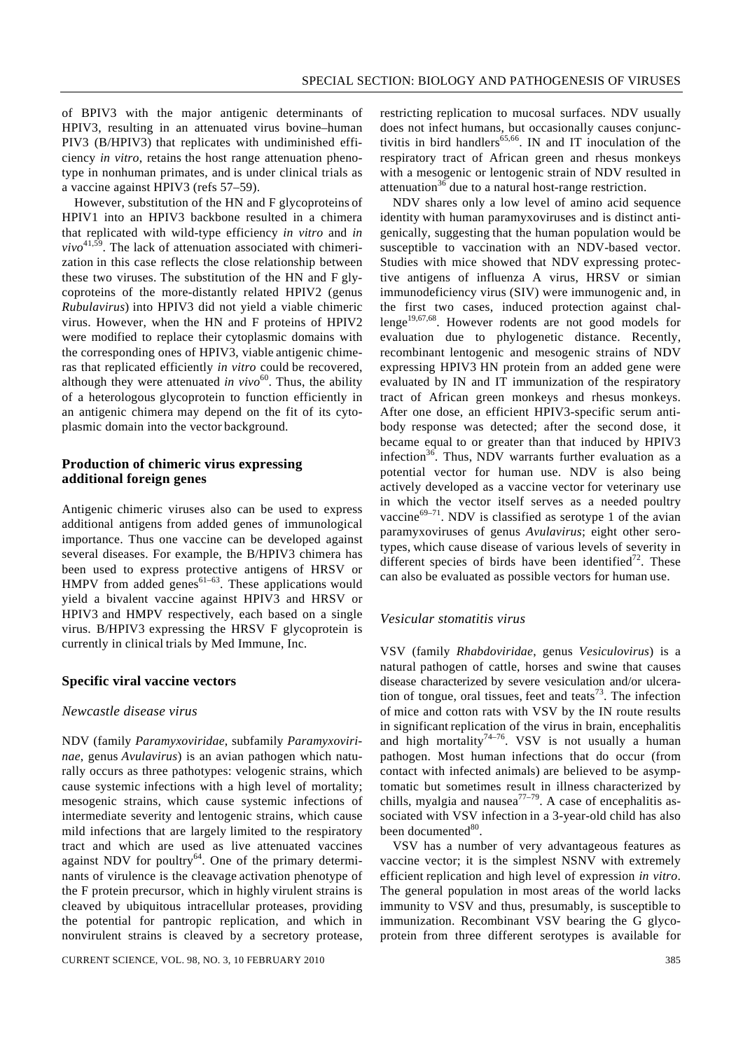of BPIV3 with the major antigenic determinants of HPIV3, resulting in an attenuated virus bovine–human PIV3 (B/HPIV3) that replicates with undiminished efficiency *in vitro*, retains the host range attenuation phenotype in nonhuman primates, and is under clinical trials as a vaccine against HPIV3 (refs 57–59).

However, substitution of the HN and F glycoproteins of HPIV1 into an HPIV3 backbone resulted in a chimera that replicated with wild-type efficiency *in vitro* and *in vivo*[41,59]. The lack of attenuation associated with chimerization in this case reflects the close relationship between these two viruses. The substitution of the HN and F glycoproteins of the more-distantly related HPIV2 (genus *Rubulavirus*) into HPIV3 did not yield a viable chimeric virus. However, when the HN and F proteins of HPIV2 were modified to replace their cytoplasmic domains with the corresponding ones of HPIV3, viable antigenic chimeras that replicated efficiently *in vitro* could be recovered, although they were attenuated *in vivo*[60]. Thus, the ability of a heterologous glycoprotein to function efficiently in an antigenic chimera may depend on the fit of its cytoplasmic domain into the vector background.

## Production of chimeric virus expressing additional foreign genes

Antigenic chimeric viruses also can be used to express additional antigens from added genes of immunological importance. Thus one vaccine can be developed against several diseases. For example, the B/HPIV3 chimera has been used to express protective antigens of HRSV or HMPV from added genes[61–63]. These applications would yield a bivalent vaccine against HPIV3 and HRSV or HPIV3 and HMPV respectively, each based on a single virus. B/HPIV3 expressing the HRSV F glycoprotein is currently in clinical trials by Med Immune, Inc.

## Specific viral vaccine vectors

### *Newcastle disease virus*

NDV (family *Paramyxoviridae*, subfamily *Paramyxovirinae*, genus *Avulavirus*) is an avian pathogen which naturally occurs as three pathotypes: velogenic strains, which cause systemic infections with a high level of mortality; mesogenic strains, which cause systemic infections of intermediate severity and lentogenic strains, which cause mild infections that are largely limited to the respiratory tract and which are used as live attenuated vaccines against NDV for poultry[64]. One of the primary determinants of virulence is the cleavage activation phenotype of the F protein precursor, which in highly virulent strains is cleaved by ubiquitous intracellular proteases, providing the potential for pantropic replication, and which in nonvirulent strains is cleaved by a secretory protease, restricting replication to mucosal surfaces. NDV usually does not infect humans, but occasionally causes conjunctivitis in bird handlers[65,66]. IN and IT inoculation of the respiratory tract of African green and rhesus monkeys with a mesogenic or lentogenic strain of NDV resulted in attenuation[36] due to a natural host-range restriction.

NDV shares only a low level of amino acid sequence identity with human paramyxoviruses and is distinct antigenically, suggesting that the human population would be susceptible to vaccination with an NDV-based vector. Studies with mice showed that NDV expressing protective antigens of influenza A virus, HRSV or simian immunodeficiency virus (SIV) were immunogenic and, in the first two cases, induced protection against challenge[19,67,68]. However rodents are not good models for evaluation due to phylogenetic distance. Recently, recombinant lentogenic and mesogenic strains of NDV expressing HPIV3 HN protein from an added gene were evaluated by IN and IT immunization of the respiratory tract of African green monkeys and rhesus monkeys. After one dose, an efficient HPIV3-specific serum antibody response was detected; after the second dose, it became equal to or greater than that induced by HPIV3 infection[36]. Thus, NDV warrants further evaluation as a potential vector for human use. NDV is also being actively developed as a vaccine vector for veterinary use in which the vector itself serves as a needed poultry vaccine[69–71]. NDV is classified as serotype 1 of the avian paramyxoviruses of genus *Avulavirus*; eight other serotypes, which cause disease of various levels of severity in different species of birds have been identified[72]. These can also be evaluated as possible vectors for human use.

### *Vesicular stomatitis virus*

VSV (family *Rhabdoviridae*, genus *Vesiculovirus*) is a natural pathogen of cattle, horses and swine that causes disease characterized by severe vesiculation and/or ulceration of tongue, oral tissues, feet and teats[73]. The infection of mice and cotton rats with VSV by the IN route results in significant replication of the virus in brain, encephalitis and high mortality[74–76]. VSV is not usually a human pathogen. Most human infections that do occur (from contact with infected animals) are believed to be asymptomatic but sometimes result in illness characterized by chills, myalgia and nausea[77–79]. A case of encephalitis associated with VSV infection in a 3-year-old child has also been documented[80].

VSV has a number of very advantageous features as vaccine vector; it is the simplest NSNV with extremely efficient replication and high level of expression *in vitro*. The general population in most areas of the world lacks immunity to VSV and thus, presumably, is susceptible to immunization. Recombinant VSV bearing the G glycoprotein from three different serotypes is available for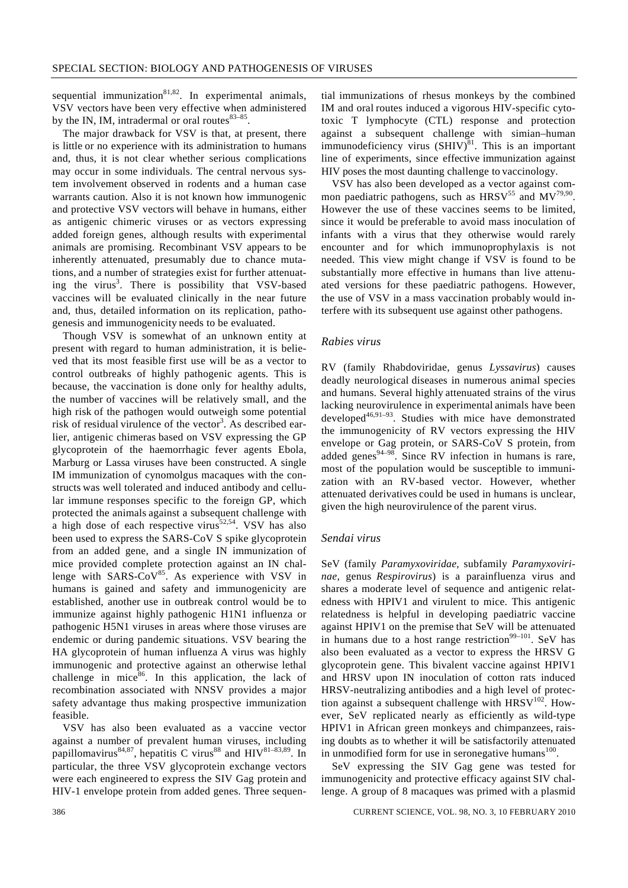sequential immunization[81,82]. In experimental animals, VSV vectors have been very effective when administered by the IN, IM, intradermal or oral routes[83–85].

The major drawback for VSV is that, at present, there is little or no experience with its administration to humans and, thus, it is not clear whether serious complications may occur in some individuals. The central nervous system involvement observed in rodents and a human case warrants caution. Also it is not known how immunogenic and protective VSV vectors will behave in humans, either as antigenic chimeric viruses or as vectors expressing added foreign genes, although results with experimental animals are promising. Recombinant VSV appears to be inherently attenuated, presumably due to chance mutations, and a number of strategies exist for further attenuating the virus[3]. There is possibility that VSV-based vaccines will be evaluated clinically in the near future and, thus, detailed information on its replication, pathogenesis and immunogenicity needs to be evaluated.

Though VSV is somewhat of an unknown entity at present with regard to human administration, it is believed that its most feasible first use will be as a vector to control outbreaks of highly pathogenic agents. This is because, the vaccination is done only for healthy adults, the number of vaccines will be relatively small, and the high risk of the pathogen would outweigh some potential risk of residual virulence of the vector[3]. As described earlier, antigenic chimeras based on VSV expressing the GP glycoprotein of the haemorrhagic fever agents Ebola, Marburg or Lassa viruses have been constructed. A single IM immunization of cynomolgus macaques with the constructs was well tolerated and induced antibody and cellular immune responses specific to the foreign GP, which protected the animals against a subsequent challenge with a high dose of each respective virus[52,54]. VSV has also been used to express the SARS-CoV S spike glycoprotein from an added gene, and a single IN immunization of mice provided complete protection against an IN challenge with SARS-CoV[85]. As experience with VSV in humans is gained and safety and immunogenicity are established, another use in outbreak control would be to immunize against highly pathogenic H1N1 influenza or pathogenic H5N1 viruses in areas where those viruses are endemic or during pandemic situations. VSV bearing the HA glycoprotein of human influenza A virus was highly immunogenic and protective against an otherwise lethal challenge in mice[86]. In this application, the lack of recombination associated with NNSV provides a major safety advantage thus making prospective immunization feasible.

VSV has also been evaluated as a vaccine vector against a number of prevalent human viruses, including papillomavirus[84,87], hepatitis C virus[88] and HIV[81–83,89]. In particular, the three VSV glycoprotein exchange vectors were each engineered to express the SIV Gag protein and HIV-1 envelope protein from added genes. Three sequential immunizations of rhesus monkeys by the combined IM and oral routes induced a vigorous HIV-specific cytotoxic T lymphocyte (CTL) response and protection against a subsequent challenge with simian–human immunodeficiency virus (SHIV)[81]. This is an important line of experiments, since effective immunization against HIV poses the most daunting challenge to vaccinology.

VSV has also been developed as a vector against common paediatric pathogens, such as HRSV[55] and MV[79,90]. However the use of these vaccines seems to be limited, since it would be preferable to avoid mass inoculation of infants with a virus that they otherwise would rarely encounter and for which immunoprophylaxis is not needed. This view might change if VSV is found to be substantially more effective in humans than live attenuated versions for these paediatric pathogens. However, the use of VSV in a mass vaccination probably would interfere with its subsequent use against other pathogens.

### *Rabies virus*

RV (family Rhabdoviridae, genus *Lyssavirus*) causes deadly neurological diseases in numerous animal species and humans. Several highly attenuated strains of the virus lacking neurovirulence in experimental animals have been developed[46,91–93]. Studies with mice have demonstrated the immunogenicity of RV vectors expressing the HIV envelope or Gag protein, or SARS-CoV S protein, from added genes[94–98]. Since RV infection in humans is rare, most of the population would be susceptible to immunization with an RV-based vector. However, whether attenuated derivatives could be used in humans is unclear, given the high neurovirulence of the parent virus.

### *Sendai virus*

SeV (family *Paramyxoviridae*, subfamily *Paramyxovirinae*, genus *Respirovirus*) is a parainfluenza virus and shares a moderate level of sequence and antigenic relatedness with HPIV1 and virulent to mice. This antigenic relatedness is helpful in developing paediatric vaccine against HPIV1 on the premise that SeV will be attenuated in humans due to a host range restriction[99–101]. SeV has also been evaluated as a vector to express the HRSV G glycoprotein gene. This bivalent vaccine against HPIV1 and HRSV upon IN inoculation of cotton rats induced HRSV-neutralizing antibodies and a high level of protection against a subsequent challenge with HRSV[102]. However, SeV replicated nearly as efficiently as wild-type HPIV1 in African green monkeys and chimpanzees, raising doubts as to whether it will be satisfactorily attenuated in unmodified form for use in seronegative humans[100].

SeV expressing the SIV Gag gene was tested for immunogenicity and protective efficacy against SIV challenge. A group of 8 macaques was primed with a plasmid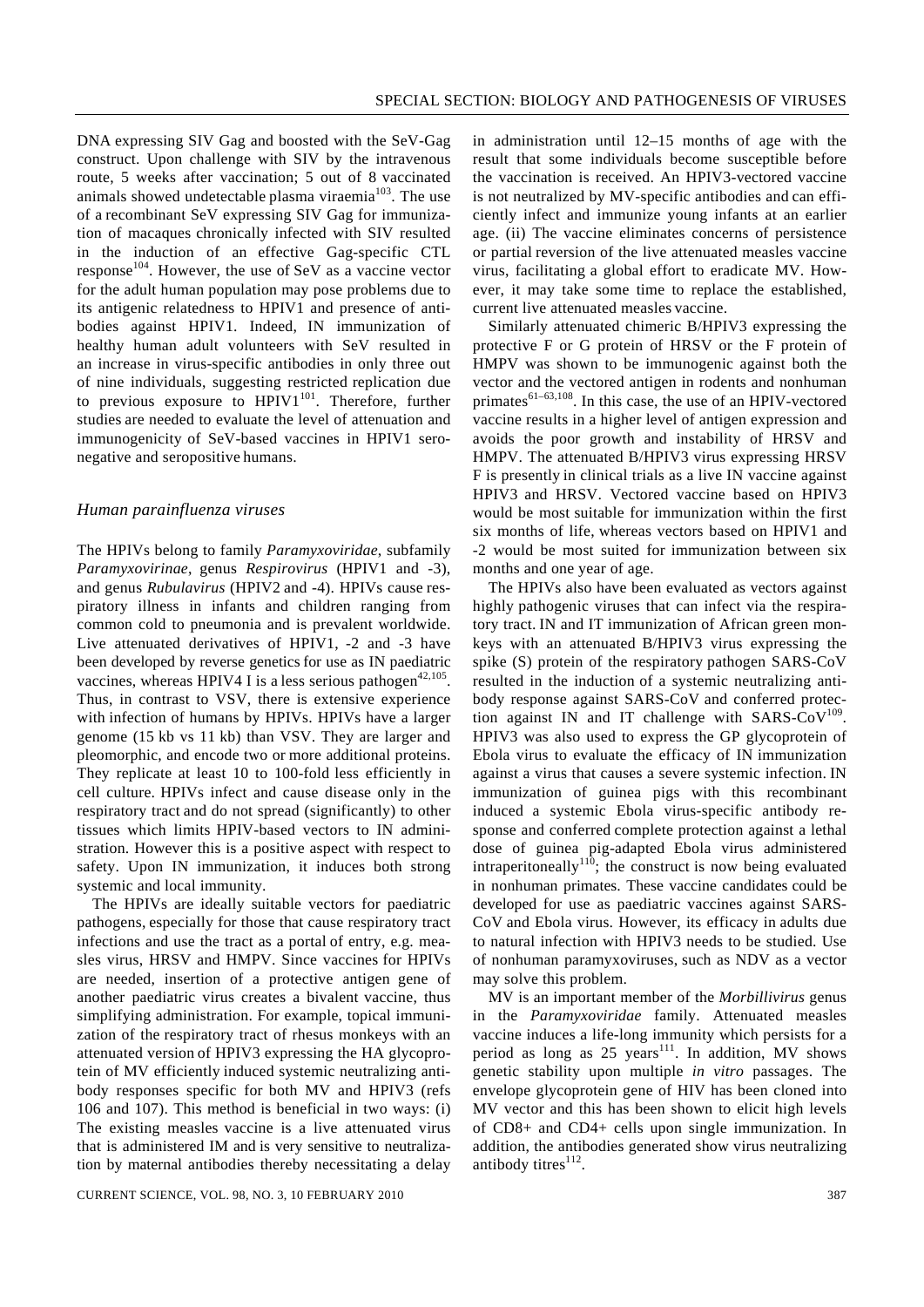DNA expressing SIV Gag and boosted with the SeV-Gag construct. Upon challenge with SIV by the intravenous route, 5 weeks after vaccination; 5 out of 8 vaccinated animals showed undetectable plasma viraemia[103]. The use of a recombinant SeV expressing SIV Gag for immunization of macaques chronically infected with SIV resulted in the induction of an effective Gag-specific CTL response[104]. However, the use of SeV as a vaccine vector for the adult human population may pose problems due to its antigenic relatedness to HPIV1 and presence of antibodies against HPIV1. Indeed, IN immunization of healthy human adult volunteers with SeV resulted in an increase in virus-specific antibodies in only three out of nine individuals, suggesting restricted replication due to previous exposure to HPIV1[101]. Therefore, further studies are needed to evaluate the level of attenuation and immunogenicity of SeV-based vaccines in HPIV1 seronegative and seropositive humans.

### *Human parainfluenza viruses*

The HPIVs belong to family *Paramyxoviridae*, subfamily *Paramyxovirinae*, genus *Respirovirus* (HPIV1 and -3), and genus *Rubulavirus* (HPIV2 and -4). HPIVs cause respiratory illness in infants and children ranging from common cold to pneumonia and is prevalent worldwide. Live attenuated derivatives of HPIV1, -2 and -3 have been developed by reverse genetics for use as IN paediatric vaccines, whereas HPIV4 I is a less serious pathogen[42,105]. Thus, in contrast to VSV, there is extensive experience with infection of humans by HPIVs. HPIVs have a larger genome (15 kb vs 11 kb) than VSV. They are larger and pleomorphic, and encode two or more additional proteins. They replicate at least 10 to 100-fold less efficiently in cell culture. HPIVs infect and cause disease only in the respiratory tract and do not spread (significantly) to other tissues which limits HPIV-based vectors to IN administration. However this is a positive aspect with respect to safety. Upon IN immunization, it induces both strong systemic and local immunity.

The HPIVs are ideally suitable vectors for paediatric pathogens, especially for those that cause respiratory tract infections and use the tract as a portal of entry, e.g. measles virus, HRSV and HMPV. Since vaccines for HPIVs are needed, insertion of a protective antigen gene of another paediatric virus creates a bivalent vaccine, thus simplifying administration. For example, topical immunization of the respiratory tract of rhesus monkeys with an attenuated version of HPIV3 expressing the HA glycoprotein of MV efficiently induced systemic neutralizing antibody responses specific for both MV and HPIV3 (refs 106 and 107). This method is beneficial in two ways: (i) The existing measles vaccine is a live attenuated virus that is administered IM and is very sensitive to neutralization by maternal antibodies thereby necessitating a delay in administration until 12–15 months of age with the result that some individuals become susceptible before the vaccination is received. An HPIV3-vectored vaccine is not neutralized by MV-specific antibodies and can efficiently infect and immunize young infants at an earlier age. (ii) The vaccine eliminates concerns of persistence or partial reversion of the live attenuated measles vaccine virus, facilitating a global effort to eradicate MV. However, it may take some time to replace the established, current live attenuated measles vaccine.

Similarly attenuated chimeric B/HPIV3 expressing the protective F or G protein of HRSV or the F protein of HMPV was shown to be immunogenic against both the vector and the vectored antigen in rodents and nonhuman primates[61–63,108]. In this case, the use of an HPIV-vectored vaccine results in a higher level of antigen expression and avoids the poor growth and instability of HRSV and HMPV. The attenuated B/HPIV3 virus expressing HRSV F is presently in clinical trials as a live IN vaccine against HPIV3 and HRSV. Vectored vaccine based on HPIV3 would be most suitable for immunization within the first six months of life, whereas vectors based on HPIV1 and -2 would be most suited for immunization between six months and one year of age.

The HPIVs also have been evaluated as vectors against highly pathogenic viruses that can infect via the respiratory tract. IN and IT immunization of African green monkeys with an attenuated B/HPIV3 virus expressing the spike (S) protein of the respiratory pathogen SARS-CoV resulted in the induction of a systemic neutralizing antibody response against SARS-CoV and conferred protection against IN and IT challenge with SARS-CoV[109]. HPIV3 was also used to express the GP glycoprotein of Ebola virus to evaluate the efficacy of IN immunization against a virus that causes a severe systemic infection. IN immunization of guinea pigs with this recombinant induced a systemic Ebola virus-specific antibody response and conferred complete protection against a lethal dose of guinea pig-adapted Ebola virus administered intraperitoneally[110]; the construct is now being evaluated in nonhuman primates. These vaccine candidates could be developed for use as paediatric vaccines against SARS-CoV and Ebola virus. However, its efficacy in adults due to natural infection with HPIV3 needs to be studied. Use of nonhuman paramyxoviruses, such as NDV as a vector may solve this problem.

MV is an important member of the *Morbillivirus* genus in the *Paramyxoviridae* family. Attenuated measles vaccine induces a life-long immunity which persists for a period as long as 25 years[111]. In addition, MV shows genetic stability upon multiple *in vitro* passages. The envelope glycoprotein gene of HIV has been cloned into MV vector and this has been shown to elicit high levels of CD8+ and CD4+ cells upon single immunization. In addition, the antibodies generated show virus neutralizing antibody titres[112].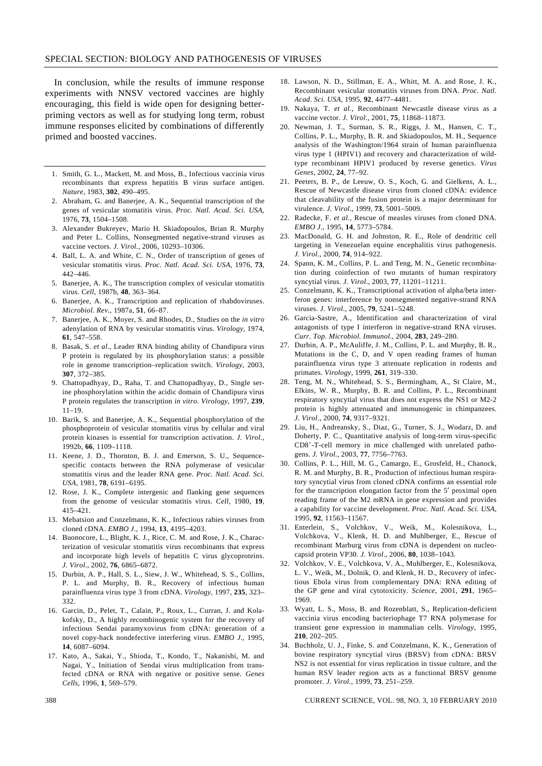In conclusion, while the results of immune response experiments with NNSV vectored vaccines are highly encouraging, this field is wide open for designing better-priming vectors as well as for studying long term, robust immune responses elicited by combinations of differently primed and boosted vaccines.

1. Smith, G. L., Mackett, M. and Moss, B., Infectious vaccinia virus recombinants that express hepatitis B virus surface antigen. *Nature*, 1983, **302**, 490–495.
2. Abraham, G. and Banerjee, A. K., Sequential transcription of the genes of vesicular stomatitis virus. *Proc. Natl. Acad. Sci. USA*, 1976, **73**, 1504–1508.
3. Alexander Bukreyev, Mario H. Skiadopoulos, Brian R. Murphy and Peter L. Collins, Nonsegmented negative-strand viruses as vaccine vectors. *J. Virol.*, 2006, 10293–10306.
4. Ball, L. A. and White, C. N., Order of transcription of genes of vesicular stomatitis virus. *Proc. Natl. Acad. Sci. USA*, 1976, **73**, 442–446.
5. Banerjee, A. K., The transcription complex of vesicular stomatitis virus. *Cell*, 1987b, **48**, 363–364.
6. Banerjee, A. K., Transcription and replication of rhabdoviruses. *Microbiol. Rev.*, 1987a, **51**, 66–87.
7. Banerjee, A. K., Moyer, S. and Rhodes, D., Studies on the *in vitro* adenylation of RNA by vesicular stomatitis virus. *Virology*, 1974, **61**, 547–558.
8. Basak, S. *et al*., Leader RNA binding ability of Chandipura virus P protein is regulated by its phosphorylation status: a possible role in genome transcription–replication switch. *Virology*, 2003, **307**, 372–385.
9. Chattopadhyay, D., Raha, T. and Chattopadhyay, D., Single serine phosphorylation within the acidic domain of Chandipura virus P protein regulates the transcription *in vitro*. *Virology*, 1997, **239**, 11–19.
10. Barik, S. and Banerjee, A. K., Sequential phosphorylation of the phosphoprotein of vesicular stomatitis virus by cellular and viral protein kinases is essential for transcription activation. *J. Virol.*, 1992b, **66**, 1109–1118.
11. Keene, J. D., Thornton, B. J. and Emerson, S. U., Sequence-specific contacts between the RNA polymerase of vesicular stomatitis virus and the leader RNA gene. *Proc. Natl. Acad. Sci. USA*, 1981, **78**, 6191–6195.
12. Rose, J. K., Complete intergenic and flanking gene sequences from the genome of vesicular stomatitis virus. *Cell*, 1980, **19**, 415–421.
13. Mebatsion and Conzelmann, K. K., Infectious rabies viruses from cloned cDNA. *EMBO J*., 1994, **13**, 4195–4203.
14. Buonocore, L., Blight, K. J., Rice, C. M. and Rose, J. K., Characterization of vesicular stomatitis virus recombinants that express and incorporate high levels of hepatitis C virus glycoproteins. *J. Virol*., 2002, **76**, 6865–6872.
15. Durbin, A. P., Hall, S. L., Siew, J. W., Whitehead, S. S., Collins, P. L. and Murphy, B. R., Recovery of infectious human parainfluenza virus type 3 from cDNA. *Virology*, 1997, **235**, 323–332.
16. Garcin, D., Pelet, T., Calain, P., Roux, L., Curran, J. and Kolakofsky, D., A highly recombinogenic system for the recovery of infectious Sendai paramyxovirus from cDNA: generation of a novel copy-back nondefective interfering virus. *EMBO J*., 1995, **14**, 6087–6094.
17. Kato, A., Sakai, Y., Shioda, T., Kondo, T., Nakanishi, M. and Nagai, Y., Initiation of Sendai virus multiplication from transfected cDNA or RNA with negative or positive sense. *Genes Cells*, 1996, **1**, 569–579.
18. Lawson, N. D., Stillman, E. A., Whitt, M. A. and Rose, J. K., Recombinant vesicular stomatitis viruses from DNA. *Proc. Natl. Acad. Sci. USA*, 1995, **92**, 4477–4481.
19. Nakaya, T. *et al.*, Recombinant Newcastle disease virus as a vaccine vector. *J. Virol.*, 2001, **75**, 11868–11873.
20. Newman, J. T., Surman, S. R., Riggs, J. M., Hansen, C. T., Collins, P. L., Murphy, B. R. and Skiadopoulos, M. H., Sequence analysis of the Washington/1964 strain of human parainfluenza virus type 1 (HPIV1) and recovery and characterization of wild-type recombinant HPIV1 produced by reverse genetics. *Virus Genes*, 2002, **24**, 77–92.
21. Peeters, B. P., de Leeuw, O. S., Koch, G. and Gielkens, A. L., Rescue of Newcastle disease virus from cloned cDNA: evidence that cleavability of the fusion protein is a major determinant for virulence. *J. Virol*., 1999, **73**, 5001–5009.
22. Radecke, F. *et al.*, Rescue of measles viruses from cloned DNA. *EMBO J*., 1995, **14**, 5773–5784.
23. MacDonald, G. H. and Johnston, R. E., Role of dendritic cell targeting in Venezuelan equine encephalitis virus pathogenesis. *J. Virol*., 2000, **74**, 914–922.
24. Spann, K. M., Collins, P. L. and Teng, M. N., Genetic recombination during coinfection of two mutants of human respiratory syncytial virus. *J. Virol*., 2003, **77**, 11201–11211.
25. Conzelmann, K. K., Transcriptional activation of alpha/beta interferon genes: interference by nonsegmented negative-strand RNA viruses. *J. Virol*., 2005, **79**, 5241–5248.
26. Garcia-Sastre, A., Identification and characterization of viral antagonists of type I interferon in negative-strand RNA viruses. *Curr. Top. Microbiol. Immunol*., 2004, **283**, 249–280.
27. Durbin, A. P., McAuliffe, J. M., Collins, P. L. and Murphy, B. R., Mutations in the C, D, and V open reading frames of human parainfluenza virus type 3 attenuate replication in rodents and primates. *Virology*, 1999, **261**, 319–330.
28. Teng, M. N., Whitehead, S. S., Bermingham, A., St Claire, M., Elkins, W. R., Murphy, B. R. and Collins, P. L., Recombinant respiratory syncytial virus that does not express the NS1 or M2-2 protein is highly attenuated and immunogenic in chimpanzees. *J. Virol*., 2000, **74**, 9317–9321.
29. Liu, H., Andreansky, S., Diaz, G., Turner, S. J., Wodarz, D. and Doherty, P. C., Quantitative analysis of long-term virus-specific $CD8^+$-T-cell memory in mice challenged with unrelated pathogens. *J. Virol*., 2003, **77**, 7756–7763.
30. Collins, P. L., Hill, M. G., Camargo, E., Grosfeld, H., Chanock, R. M. and Murphy, B. R., Production of infectious human respiratory syncytial virus from cloned cDNA confirms an essential role for the transcription elongation factor from the 5′ proximal open reading frame of the M2 mRNA in gene expression and provides a capability for vaccine development. *Proc. Natl. Acad. Sci. USA*, 1995, **92**, 11563–11567.
31. Enterlein, S., Volchkov, V., Weik, M., Kolesnikova, L., Volchkova, V., Klenk, H. D. and Muhlberger, E., Rescue of recombinant Marburg virus from cDNA is dependent on nucleocapsid protein VP30. *J. Virol*., 2006, **80**, 1038–1043.
32. Volchkov, V. E., Volchkova, V. A., Muhlberger, E., Kolesnikova, L. V., Weik, M., Dolnik, O. and Klenk, H. D., Recovery of infectious Ebola virus from complementary DNA: RNA editing of the GP gene and viral cytotoxicity. *Science*, 2001, **291**, 1965–1969.
33. Wyatt, L. S., Moss, B. and Rozenblatt, S., Replication-deficient vaccinia virus encoding bacteriophage T7 RNA polymerase for transient gene expression in mammalian cells. *Virology*, 1995, **210**, 202–205.
34. Buchholz, U. J., Finke, S. and Conzelmann, K. K., Generation of bovine respiratory syncytial virus (BRSV) from cDNA: BRSV NS2 is not essential for virus replication in tissue culture, and the human RSV leader region acts as a functional BRSV genome promoter. *J. Virol.*, 1999, **73**, 251–259.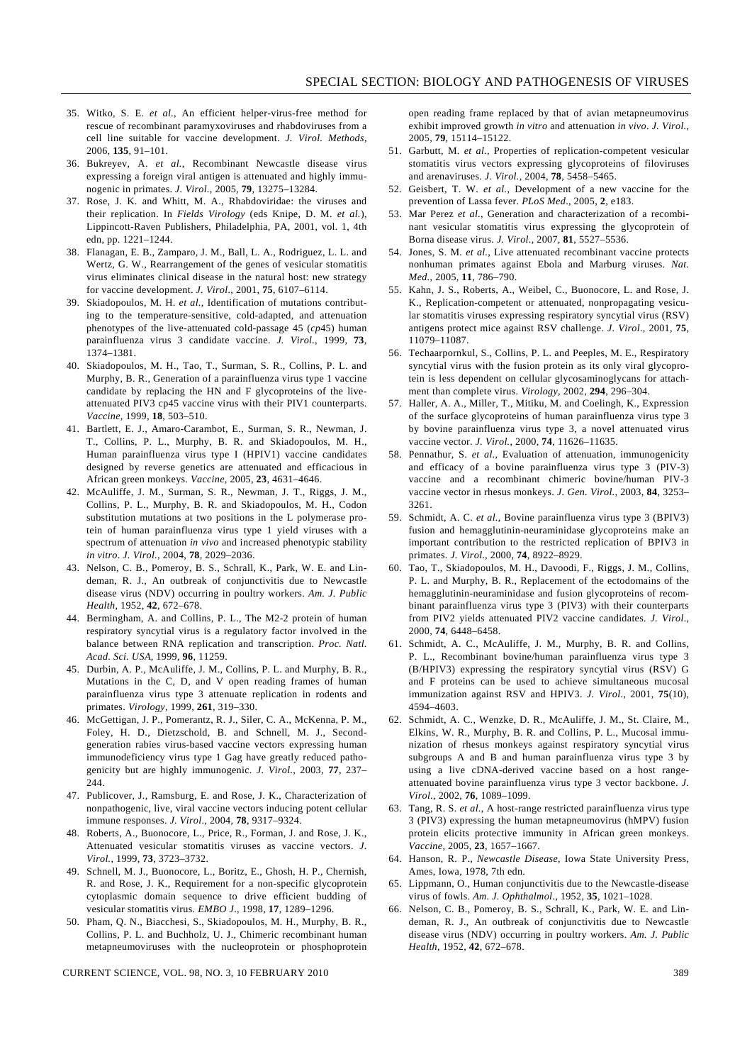35. Witko, S. E. *et al.*, An efficient helper-virus-free method for rescue of recombinant paramyxoviruses and rhabdoviruses from a cell line suitable for vaccine development. *J. Virol. Methods*, 2006, **135**, 91–101.
36. Bukreyev, A. *et al.*, Recombinant Newcastle disease virus expressing a foreign viral antigen is attenuated and highly immunogenic in primates. *J. Virol.*, 2005, **79**, 13275–13284.
37. Rose, J. K. and Whitt, M. A., Rhabdoviridae: the viruses and their replication. In *Fields Virology* (eds Knipe, D. M. *et al.*), Lippincott-Raven Publishers, Philadelphia, PA, 2001, vol. 1, 4th edn, pp. 1221–1244.
38. Flanagan, E. B., Zamparo, J. M., Ball, L. A., Rodriguez, L. L. and Wertz, G. W., Rearrangement of the genes of vesicular stomatitis virus eliminates clinical disease in the natural host: new strategy for vaccine development. *J. Virol*., 2001, **75**, 6107–6114.
39. Skiadopoulos, M. H. *et al.*, Identification of mutations contributing to the temperature-sensitive, cold-adapted, and attenuation phenotypes of the live-attenuated cold-passage 45 (*cp*45) human parainfluenza virus 3 candidate vaccine. *J. Virol.*, 1999, **73**, 1374–1381.
40. Skiadopoulos, M. H., Tao, T., Surman, S. R., Collins, P. L. and Murphy, B. R., Generation of a parainfluenza virus type 1 vaccine candidate by replacing the HN and F glycoproteins of the live-attenuated PIV3 cp45 vaccine virus with their PIV1 counterparts. *Vaccine*, 1999, **18**, 503–510.
41. Bartlett, E. J., Amaro-Carambot, E., Surman, S. R., Newman, J. T., Collins, P. L., Murphy, B. R. and Skiadopoulos, M. H., Human parainfluenza virus type I (HPIV1) vaccine candidates designed by reverse genetics are attenuated and efficacious in African green monkeys. *Vaccine*, 2005, **23**, 4631–4646.
42. McAuliffe, J. M., Surman, S. R., Newman, J. T., Riggs, J. M., Collins, P. L., Murphy, B. R. and Skiadopoulos, M. H., Codon substitution mutations at two positions in the L polymerase protein of human parainfluenza virus type 1 yield viruses with a spectrum of attenuation *in vivo* and increased phenotypic stability *in vitro*. *J. Virol.*, 2004, **78**, 2029–2036.
43. Nelson, C. B., Pomeroy, B. S., Schrall, K., Park, W. E. and Lindeman, R. J., An outbreak of conjunctivitis due to Newcastle disease virus (NDV) occurring in poultry workers. *Am. J. Public Health*, 1952, **42**, 672–678.
44. Bermingham, A. and Collins, P. L., The M2-2 protein of human respiratory syncytial virus is a regulatory factor involved in the balance between RNA replication and transcription. *Proc. Natl. Acad. Sci. USA*, 1999, **96**, 11259.
45. Durbin, A. P., McAuliffe, J. M., Collins, P. L. and Murphy, B. R., Mutations in the C, D, and V open reading frames of human parainfluenza virus type 3 attenuate replication in rodents and primates. *Virology*, 1999, **261**, 319–330.
46. McGettigan, J. P., Pomerantz, R. J., Siler, C. A., McKenna, P. M., Foley, H. D., Dietzschold, B. and Schnell, M. J., Second-generation rabies virus-based vaccine vectors expressing human immunodeficiency virus type 1 Gag have greatly reduced pathogenicity but are highly immunogenic. *J. Virol*., 2003, **77**, 237–244.
47. Publicover, J., Ramsburg, E. and Rose, J. K., Characterization of nonpathogenic, live, viral vaccine vectors inducing potent cellular immune responses. *J. Virol*., 2004, **78**, 9317–9324.
48. Roberts, A., Buonocore, L., Price, R., Forman, J. and Rose, J. K., Attenuated vesicular stomatitis viruses as vaccine vectors. *J. Virol.*, 1999, **73**, 3723–3732.
49. Schnell, M. J., Buonocore, L., Boritz, E., Ghosh, H. P., Chernish, R. and Rose, J. K., Requirement for a non-specific glycoprotein cytoplasmic domain sequence to drive efficient budding of vesicular stomatitis virus. *EMBO J*., 1998, **17**, 1289–1296.
50. Pham, Q. N., Biacchesi, S., Skiadopoulos, M. H., Murphy, B. R., Collins, P. L. and Buchholz, U. J., Chimeric recombinant human metapneumoviruses with the nucleoprotein or phosphoprotein open reading frame replaced by that of avian metapneumovirus exhibit improved growth *in vitro* and attenuation *in vivo*. *J. Virol.*, 2005, **79**, 15114–15122.
51. Garbutt, M. *et al.*, Properties of replication-competent vesicular stomatitis virus vectors expressing glycoproteins of filoviruses and arenaviruses. *J. Virol.*, 2004, **78**, 5458–5465.
52. Geisbert, T. W. *et al.*, Development of a new vaccine for the prevention of Lassa fever. *PLoS Med*., 2005, **2**, e183.
53. Mar Perez *et al.*, Generation and characterization of a recombinant vesicular stomatitis virus expressing the glycoprotein of Borna disease virus. *J. Virol.*, 2007, **81**, 5527–5536.
54. Jones, S. M. *et al.*, Live attenuated recombinant vaccine protects nonhuman primates against Ebola and Marburg viruses. *Nat. Med*., 2005, **11**, 786–790.
55. Kahn, J. S., Roberts, A., Weibel, C., Buonocore, L. and Rose, J. K., Replication-competent or attenuated, nonpropagating vesicular stomatitis viruses expressing respiratory syncytial virus (RSV) antigens protect mice against RSV challenge. *J. Virol*., 2001, **75**, 11079–11087.
56. Techaarpornkul, S., Collins, P. L. and Peeples, M. E., Respiratory syncytial virus with the fusion protein as its only viral glycoprotein is less dependent on cellular glycosaminoglycans for attachment than complete virus. *Virology*, 2002, **294**, 296–304.
57. Haller, A. A., Miller, T., Mitiku, M. and Coelingh, K., Expression of the surface glycoproteins of human parainfluenza virus type 3 by bovine parainfluenza virus type 3, a novel attenuated virus vaccine vector. *J. Virol.*, 2000, **74**, 11626–11635.
58. Pennathur, S. *et al.*, Evaluation of attenuation, immunogenicity and efficacy of a bovine parainfluenza virus type 3 (PIV-3) vaccine and a recombinant chimeric bovine/human PIV-3 vaccine vector in rhesus monkeys. *J. Gen. Virol.*, 2003, **84**, 3253–3261.
59. Schmidt, A. C. *et al.*, Bovine parainfluenza virus type 3 (BPIV3) fusion and hemagglutinin-neuraminidase glycoproteins make an important contribution to the restricted replication of BPIV3 in primates. *J. Virol*., 2000, **74**, 8922–8929.
60. Tao, T., Skiadopoulos, M. H., Davoodi, F., Riggs, J. M., Collins, P. L. and Murphy, B. R., Replacement of the ectodomains of the hemagglutinin-neuraminidase and fusion glycoproteins of recombinant parainfluenza virus type 3 (PIV3) with their counterparts from PIV2 yields attenuated PIV2 vaccine candidates. *J. Virol*., 2000, **74**, 6448–6458.
61. Schmidt, A. C., McAuliffe, J. M., Murphy, B. R. and Collins, P. L., Recombinant bovine/human parainfluenza virus type 3 (B/HPIV3) expressing the respiratory syncytial virus (RSV) G and F proteins can be used to achieve simultaneous mucosal immunization against RSV and HPIV3. *J. Virol*., 2001, **75**(10), 4594–4603.
62. Schmidt, A. C., Wenzke, D. R., McAuliffe, J. M., St. Claire, M., Elkins, W. R., Murphy, B. R. and Collins, P. L., Mucosal immunization of rhesus monkeys against respiratory syncytial virus subgroups A and B and human parainfluenza virus type 3 by using a live cDNA-derived vaccine based on a host range-attenuated bovine parainfluenza virus type 3 vector backbone. *J. Virol.*, 2002, **76**, 1089–1099.
63. Tang, R. S. *et al.*, A host-range restricted parainfluenza virus type 3 (PIV3) expressing the human metapneumovirus (hMPV) fusion protein elicits protective immunity in African green monkeys. *Vaccine*, 2005, **23**, 1657–1667.
64. Hanson, R. P., *Newcastle Disease*, Iowa State University Press, Ames, Iowa, 1978, 7th edn.
65. Lippmann, O., Human conjunctivitis due to the Newcastle-disease virus of fowls. *Am. J. Ophthalmol*., 1952, **35**, 1021–1028.
66. Nelson, C. B., Pomeroy, B. S., Schrall, K., Park, W. E. and Lindeman, R. J., An outbreak of conjunctivitis due to Newcastle disease virus (NDV) occurring in poultry workers. *Am. J. Public Health*, 1952, **42**, 672–678.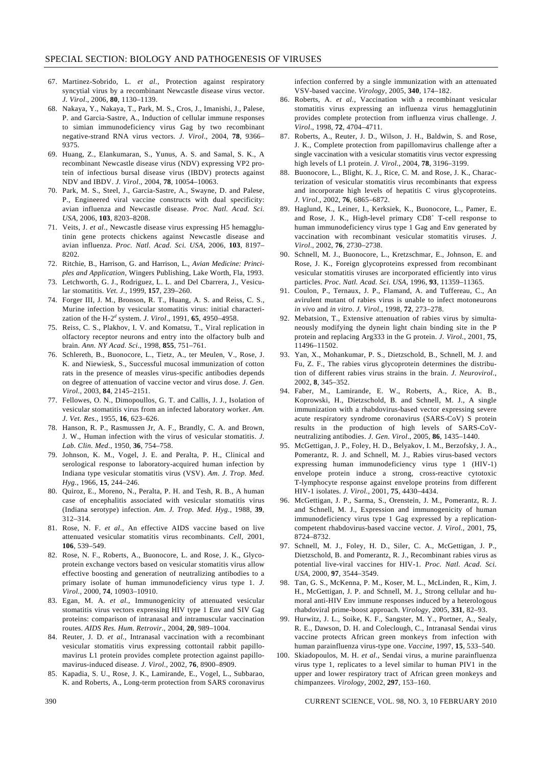67. Martinez-Sobrido, L. *et al.*, Protection against respiratory syncytial virus by a recombinant Newcastle disease virus vector. *J. Virol*., 2006, **80**, 1130–1139.
68. Nakaya, Y., Nakaya, T., Park, M. S., Cros, J., Imanishi, J., Palese, P. and Garcia-Sastre, A., Induction of cellular immune responses to simian immunodeficiency virus Gag by two recombinant negative-strand RNA virus vectors. *J. Virol*., 2004, **78**, 9366–9375.
69. Huang, Z., Elankumaran, S., Yunus, A. S. and Samal, S. K., A recombinant Newcastle disease virus (NDV) expressing VP2 protein of infectious bursal disease virus (IBDV) protects against NDV and IBDV. *J. Virol*., 2004, **78**, 10054–10063.
70. Park, M. S., Steel, J., Garcia-Sastre, A., Swayne, D. and Palese, P., Engineered viral vaccine constructs with dual specificity: avian influenza and Newcastle disease. *Proc. Natl. Acad. Sci. USA*, 2006, **103**, 8203–8208.
71. Veits, J. *et al*., Newcastle disease virus expressing H5 hemagglutinin gene protects chickens against Newcastle disease and avian influenza. *Proc. Natl. Acad. Sci. USA*, 2006, **103**, 8197–8202.
72. Ritchie, B., Harrison, G. and Harrison, L., *Avian Medicine: Principles and Application*, Wingers Publishing, Lake Worth, Fla, 1993.
73. Letchworth, G. J., Rodriguez, L. L. and Del Cbarrera, J., Vesicular stomatitis. *Vet. J.*, 1999, **157**, 239–260.
74. Forger III, J. M., Bronson, R. T., Huang, A. S. and Reiss, C. S., Murine infection by vesicular stomatitis virus: initial characterization of the H-$2^d$ system. *J. Virol*., 1991, **65**, 4950–4958.
75. Reiss, C. S., Plakhov, I. V. and Komatsu, T., Viral replication in olfactory receptor neurons and entry into the olfactory bulb and brain. *Ann. NY Acad. Sci*., 1998, **855**, 751–761.
76. Schlereth, B., Buonocore, L., Tietz, A., ter Meulen, V., Rose, J. K. and Niewiesk, S., Successful mucosal immunization of cotton rats in the presence of measles virus-specific antibodies depends on degree of attenuation of vaccine vector and virus dose. *J. Gen. Virol*., 2003, **84**, 2145–2151.
77. Fellowes, O. N., Dimopoullos, G. T. and Callis, J. J., Isolation of vesicular stomatitis virus from an infected laboratory worker. *Am. J. Vet. Res*., 1955, **16**, 623–626.
78. Hanson, R. P., Rasmussen Jr, A. F., Brandly, C. A. and Brown, J. W., Human infection with the virus of vesicular stomatitis. *J. Lab. Clin. Med*., 1950, **36**, 754–758.
79. Johnson, K. M., Vogel, J. E. and Peralta, P. H., Clinical and serological response to laboratory-acquired human infection by Indiana type vesicular stomatitis virus (VSV). *Am. J. Trop. Med. Hyg.*, 1966, **15**, 244–246.
80. Quiroz, E., Moreno, N., Peralta, P. H. and Tesh, R. B., A human case of encephalitis associated with vesicular stomatitis virus (Indiana serotype) infection. *Am. J. Trop. Med. Hyg.*, 1988, **39**, 312–314.
81. Rose, N. F. *et al*., An effective AIDS vaccine based on live attenuated vesicular stomatitis virus recombinants. *Cell*, 2001, **106**, 539–549.
82. Rose, N. F., Roberts, A., Buonocore, L. and Rose, J. K., Glycoprotein exchange vectors based on vesicular stomatitis virus allow effective boosting and generation of neutralizing antibodies to a primary isolate of human immunodeficiency virus type 1. *J. Virol*., 2000, **74**, 10903–10910.
83. Egan, M. A. *et al.*, Immunogenicity of attenuated vesicular stomatitis virus vectors expressing HIV type 1 Env and SIV Gag proteins: comparison of intranasal and intramuscular vaccination routes. *AIDS Res. Hum. Retrovir*., 2004, **20**, 989–1004.
84. Reuter, J. D. *et al.*, Intranasal vaccination with a recombinant vesicular stomatitis virus expressing cottontail rabbit papillomavirus L1 protein provides complete protection against papillomavirus-induced disease. *J. Virol.*, 2002, **76**, 8900–8909.
85. Kapadia, S. U., Rose, J. K., Lamirande, E., Vogel, L., Subbarao, K. and Roberts, A., Long-term protection from SARS coronavirus infection conferred by a single immunization with an attenuated VSV-based vaccine. *Virology*, 2005, **340**, 174–182.
86. Roberts, A. *et al.*, Vaccination with a recombinant vesicular stomatitis virus expressing an influenza virus hemagglutinin provides complete protection from influenza virus challenge. *J. Virol*., 1998, **72**, 4704–4711.
87. Roberts, A., Reuter, J. D., Wilson, J. H., Baldwin, S. and Rose, J. K., Complete protection from papillomavirus challenge after a single vaccination with a vesicular stomatitis virus vector expressing high levels of L1 protein. *J. Virol.*, 2004, **78**, 3196–3199.
88. Buonocore, L., Blight, K. J., Rice, C. M. and Rose, J. K., Characterization of vesicular stomatitis virus recombinants that express and incorporate high levels of hepatitis C virus glycoproteins. *J. Virol.*, 2002, **76**, 6865–6872.
89. Haglund, K., Leiner, I., Kerksiek, K., Buonocore, L., Pamer, E. and Rose, J. K., High-level primary CD8[+] T-cell response to human immunodeficiency virus type 1 Gag and Env generated by vaccination with recombinant vesicular stomatitis viruses. *J. Virol*., 2002, **76**, 2730–2738.
90. Schnell, M. J., Buonocore, L., Kretzschmar, E., Johnson, E. and Rose, J. K., Foreign glycoproteins expressed from recombinant vesicular stomatitis viruses are incorporated efficiently into virus particles. *Proc. Natl. Acad. Sci. USA*, 1996, **93**, 11359–11365.
91. Coulon, P., Ternaux, J. P., Flamand, A. and Tuffereau, C., An avirulent mutant of rabies virus is unable to infect motoneurons *in vivo* and *in vitro*. *J. Virol.*, 1998, **72**, 273–278.
92. Mebatsion, T., Extensive attenuation of rabies virus by simultaneously modifying the dynein light chain binding site in the P protein and replacing Arg333 in the G protein. *J. Virol.*, 2001, **75**, 11496–11502.
93. Yan, X., Mohankumar, P. S., Dietzschold, B., Schnell, M. J. and Fu, Z. F., The rabies virus glycoprotein determines the distribution of different rabies virus strains in the brain. *J. Neurovirol*., 2002, **8**, 345–352.
94. Faber, M., Lamirande, E. W., Roberts, A., Rice, A. B., Koprowski, H., Dietzschold, B. and Schnell, M. J., A single immunization with a rhabdovirus-based vector expressing severe acute respiratory syndrome coronavirus (SARS-CoV) S protein results in the production of high levels of SARS-CoV-neutralizing antibodies. *J. Gen. Virol*., 2005, **86**, 1435–1440.
95. McGettigan, J. P., Foley, H. D., Belyakov, I. M., Berzofsky, J. A., Pomerantz, R. J. and Schnell, M. J., Rabies virus-based vectors expressing human immunodeficiency virus type 1 (HIV-1) envelope protein induce a strong, cross-reactive cytotoxic T-lymphocyte response against envelope proteins from different HIV-1 isolates. *J. Virol.*, 2001, **75**, 4430–4434.
96. McGettigan, J. P., Sarma, S., Orenstein, J. M., Pomerantz, R. J. and Schnell, M. J., Expression and immunogenicity of human immunodeficiency virus type 1 Gag expressed by a replication-competent rhabdovirus-based vaccine vector. *J. Virol.*, 2001, **75**, 8724–8732.
97. Schnell, M. J., Foley, H. D., Siler, C. A., McGettigan, J. P., Dietzschold, B. and Pomerantz, R. J., Recombinant rabies virus as potential live-viral vaccines for HIV-1. *Proc. Natl. Acad. Sci. USA*, 2000, **97**, 3544–3549.
98. Tan, G. S., McKenna, P. M., Koser, M. L., McLinden, R., Kim, J. H., McGettigan, J. P. and Schnell, M. J., Strong cellular and humoral anti-HIV Env immune responses induced by a heterologous rhabdoviral prime-boost approach. *Virology*, 2005, **331**, 82–93.
99. Hurwitz, J. L., Soike, K. F., Sangster, M. Y., Portner, A., Sealy, R. E., Dawson, D. H. and Coleclough, C., Intranasal Sendai virus vaccine protects African green monkeys from infection with human parainfluenza virus-type one. *Vaccine*, 1997, **15**, 533–540.
100. Skiadopoulos, M. H. *et al.*, Sendai virus, a murine parainfluenza virus type 1, replicates to a level similar to human PIV1 in the upper and lower respiratory tract of African green monkeys and chimpanzees. *Virology*, 2002, **297**, 153–160.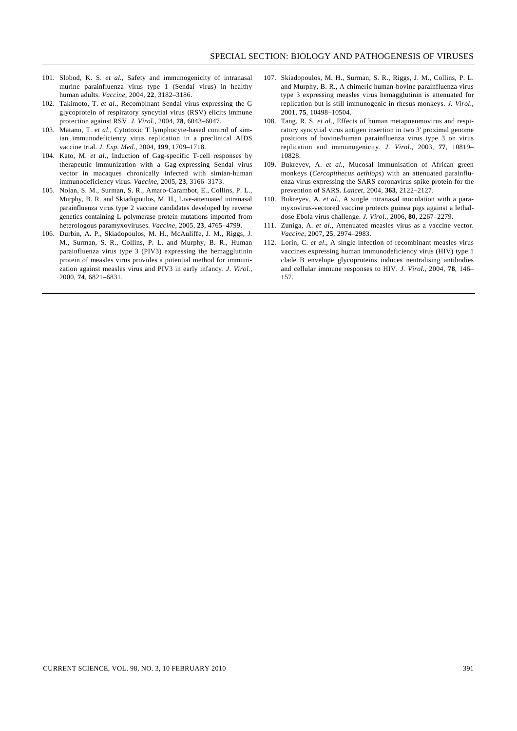101. Slobod, K. S. *et al.*, Safety and immunogenicity of intranasal murine parainfluenza virus type 1 (Sendai virus) in healthy human adults. *Vaccine*, 2004, **22**, 3182–3186.
102. Takimoto, T. *et al.*, Recombinant Sendai virus expressing the G glycoprotein of respiratory syncytial virus (RSV) elicits immune protection against RSV. *J. Virol.*, 2004, **78**, 6043–6047.
103. Matano, T. *et al.*, Cytotoxic T lymphocyte-based control of simian immunodeficiency virus replication in a preclinical AIDS vaccine trial. *J. Exp. Med.*, 2004, **199**, 1709–1718.
104. Kato, M. *et al.*, Induction of Gag-specific T-cell responses by therapeutic immunization with a Gag-expressing Sendai virus vector in macaques chronically infected with simian-human immunodeficiency virus. *Vaccine*, 2005, **23**, 3166–3173.
105. Nolan, S. M., Surman, S. R., Amaro-Carambot, E., Collins, P. L., Murphy, B. R. and Skiadopoulos, M. H., Live-attenuated intranasal parainfluenza virus type 2 vaccine candidates developed by reverse genetics containing L polymerase protein mutations imported from heterologous paramyxoviruses. *Vaccine*, 2005, **23**, 4765–4799.
106. Durbin, A. P., Skiadopoulos, M. H., McAuliffe, J. M., Riggs, J. M., Surman, S. R., Collins, P. L. and Murphy, B. R., Human parainfluenza virus type 3 (PIV3) expressing the hemagglutinin protein of measles virus provides a potential method for immunization against measles virus and PIV3 in early infancy. *J. Virol.*, 2000, **74**, 6821–6831.
107. Skiadopoulos, M. H., Surman, S. R., Riggs, J. M., Collins, P. L. and Murphy, B. R., A chimeric human-bovine parainfluenza virus type 3 expressing measles virus hemagglutinin is attenuated for replication but is still immunogenic in rhesus monkeys. *J. Virol.*, 2001, **75**, 10498–10504.
108. Tang, R. S. *et al.*, Effects of human metapneumovirus and respiratory syncytial virus antigen insertion in two 3' proximal genome positions of bovine/human parainfluenza virus type 3 on virus replication and immunogenicity. *J. Virol*., 2003, **77**, 10819–10828.
109. Bukreyev, A. *et al.*, Mucosal immunisation of African green monkeys (*Cercopithecus aethiops*) with an attenuated parainfluenza virus expressing the SARS coronavirus spike protein for the prevention of SARS. *Lancet*, 2004, **363**, 2122–2127.
110. Bukreyev, A. *et al.*, A single intranasal inoculation with a paramyxovirus-vectored vaccine protects guinea pigs against a lethal-dose Ebola virus challenge. *J. Virol*., 2006, **80**, 2267–2279.
111. Zuniga, A. *et al.*, Attenuated measles virus as a vaccine vector. *Vaccine*, 2007, **25**, 2974–2983.
112. Lorin, C. *et al*., A single infection of recombinant measles virus vaccines expressing human immunodeficiency virus (HIV) type 1 clade B envelope glycoproteins induces neutralising antibodies and cellular immune responses to HIV. *J. Virol.*, 2004, **78**, 146–157.